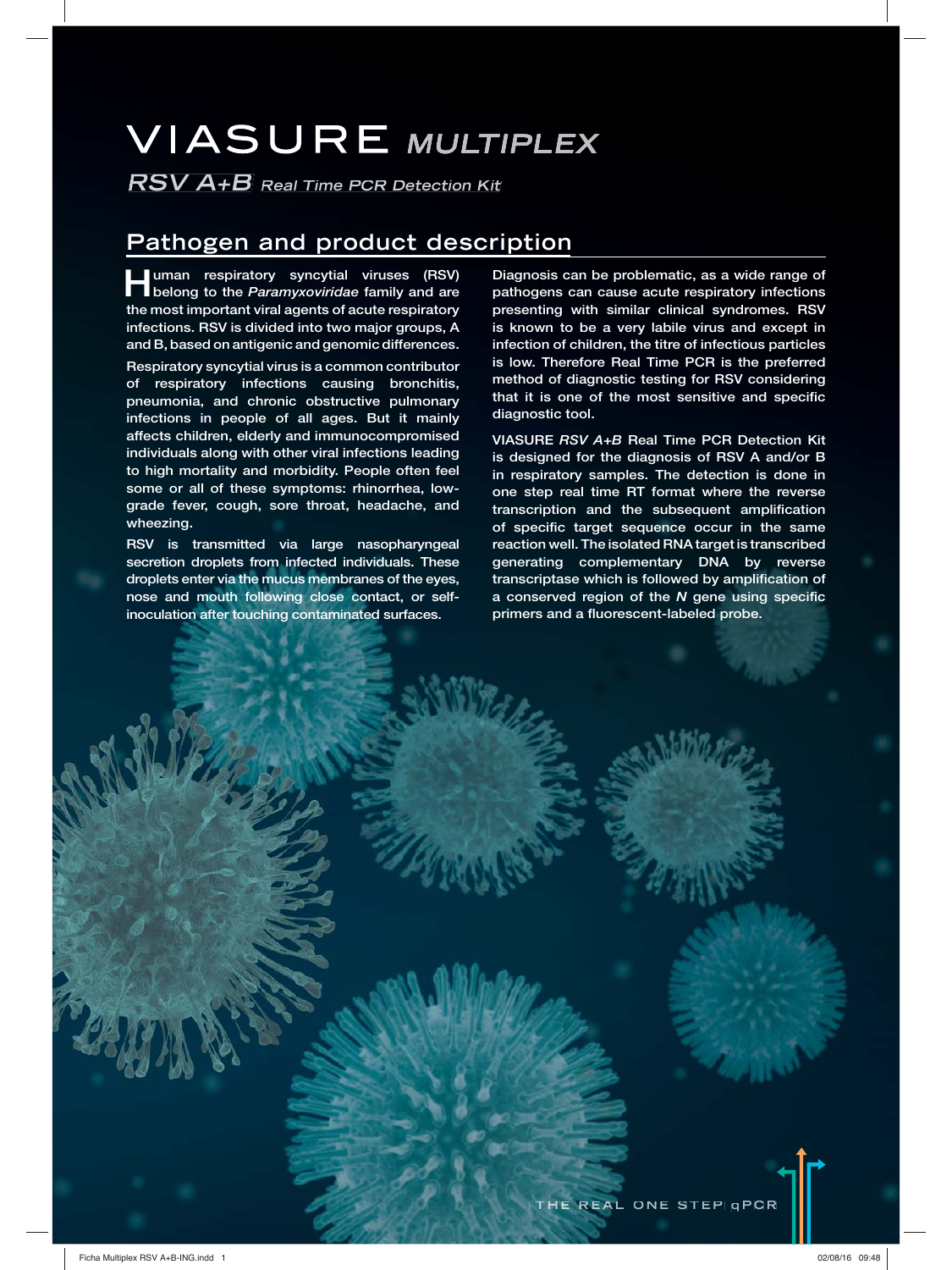# VIASURE *MULTIPLEX*

## *RSV A+B* *Real Time PCR Detection Kit*

## Pathogen and product description

Human respiratory syncytial viruses (RSV) belong to the *Paramyxoviridae* family and are the most important viral agents of acute respiratory infections. RSV is divided into two major groups, A and B, based on antigenic and genomic differences.

Respiratory syncytial virus is a common contributor of respiratory infections causing bronchitis, pneumonia, and chronic obstructive pulmonary infections in people of all ages. But it mainly affects children, elderly and immunocompromised individuals along with other viral infections leading to high mortality and morbidity. People often feel some or all of these symptoms: rhinorrhea, low-grade fever, cough, sore throat, headache, and wheezing.

RSV is transmitted via large nasopharyngeal secretion droplets from infected individuals. These droplets enter via the mucus membranes of the eyes, nose and mouth following close contact, or self-inoculation after touching contaminated surfaces.

Diagnosis can be problematic, as a wide range of pathogens can cause acute respiratory infections presenting with similar clinical syndromes. RSV is known to be a very labile virus and except in infection of children, the titre of infectious particles is low. Therefore Real Time PCR is the preferred method of diagnostic testing for RSV considering that it is one of the most sensitive and specific diagnostic tool.

VIASURE *RSV A+B* Real Time PCR Detection Kit is designed for the diagnosis of RSV A and/or B in respiratory samples. The detection is done in one step real time RT format where the reverse transcription and the subsequent amplification of specific target sequence occur in the same reaction well. The isolated RNA target is transcribed generating complementary DNA by reverse transcriptase which is followed by amplification of a conserved region of the *N* gene using specific primers and a fluorescent-labeled probe.

THE REAL ONE STEP qPCR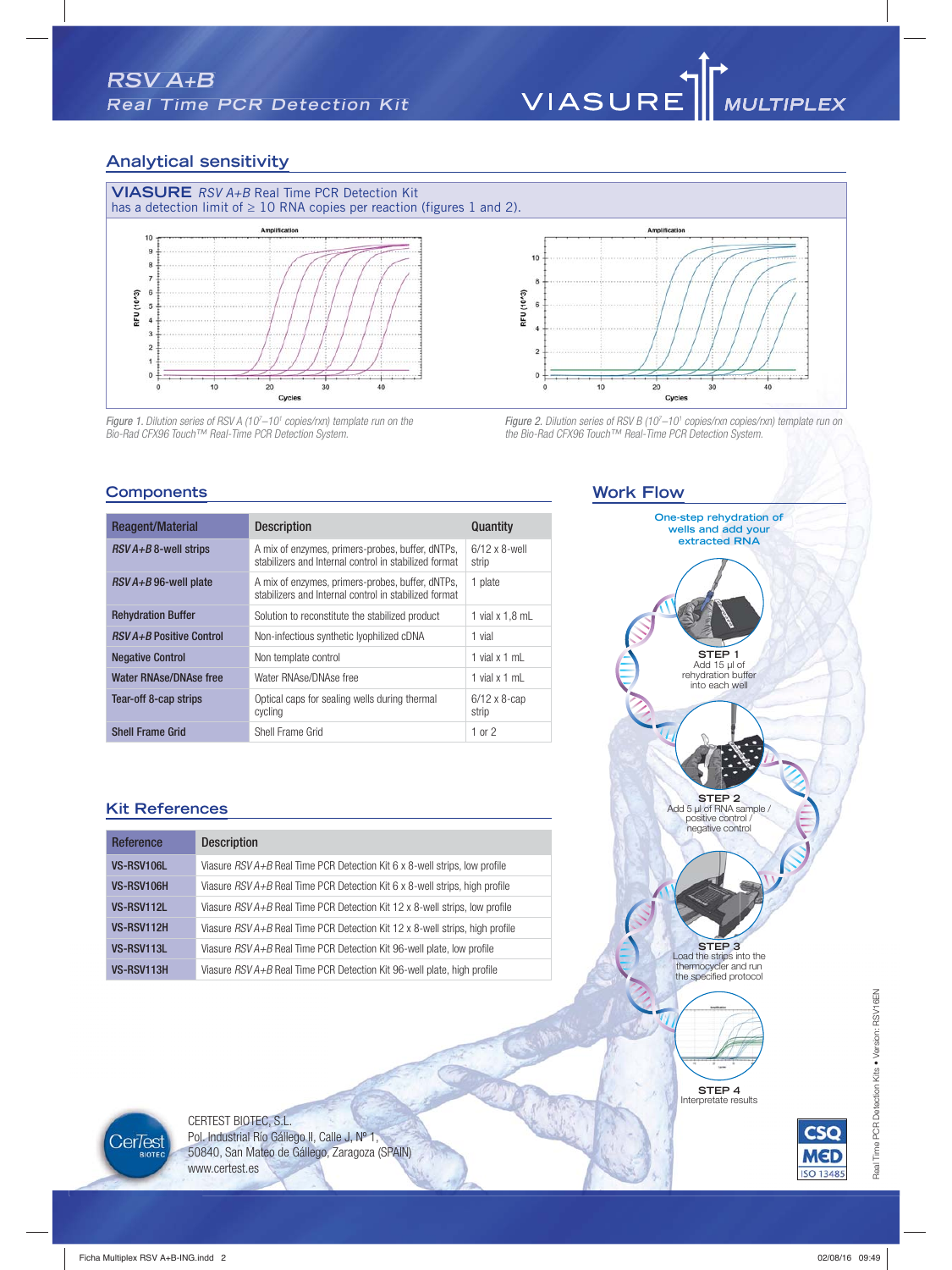# RSV A+B

Real Time PCR Detection Kit

VIASURE MULTIPLEX

## Analytical sensitivity

**VIASURE** *RSV A+B* Real Time PCR Detection Kit
has a detection limit of ≥ 10 RNA copies per reaction (figures 1 and 2).

Amplification

RFU ($10^3$)

Cycles

*Figure 1. Dilution series of RSV A ($10^7$–$10^1$ copies/rxn) template run on the Bio-Rad CFX96 Touch™ Real-Time PCR Detection System.*

Amplification

RFU ($10^3$)

Cycles

*Figure 2. Dilution series of RSV B ($10^7$–$10^1$ copies/rxn copies/rxn) template run on the Bio-Rad CFX96 Touch™ Real-Time PCR Detection System.*

## Components

| Reagent/Material | Description | Quantity |
|---|---|---|
| *RSV A+B* 8-well strips | A mix of enzymes, primers-probes, buffer, dNTPs, stabilizers and Internal control in stabilized format | 6/12 x 8-well strip |
| *RSV A+B* 96-well plate | A mix of enzymes, primers-probes, buffer, dNTPs, stabilizers and Internal control in stabilized format | 1 plate |
| Rehydration Buffer | Solution to reconstitute the stabilized product | 1 vial x 1,8 mL |
| *RSV A+B* Positive Control | Non-infectious synthetic lyophilized cDNA | 1 vial |
| Negative Control | Non template control | 1 vial x 1 mL |
| Water RNAse/DNAse free | Water RNAse/DNAse free | 1 vial x 1 mL |
| Tear-off 8-cap strips | Optical caps for sealing wells during thermal cycling | 6/12 x 8-cap strip |
| Shell Frame Grid | Shell Frame Grid | 1 or 2 |

## Kit References

| Reference | Description |
|---|---|
| VS-RSV106L | Viasure *RSV A+B* Real Time PCR Detection Kit 6 x 8-well strips, low profile |
| VS-RSV106H | Viasure *RSV A+B* Real Time PCR Detection Kit 6 x 8-well strips, high profile |
| VS-RSV112L | Viasure *RSV A+B* Real Time PCR Detection Kit 12 x 8-well strips, low profile |
| VS-RSV112H | Viasure *RSV A+B* Real Time PCR Detection Kit 12 x 8-well strips, high profile |
| VS-RSV113L | Viasure *RSV A+B* Real Time PCR Detection Kit 96-well plate, low profile |
| VS-RSV113H | Viasure *RSV A+B* Real Time PCR Detection Kit 96-well plate, high profile |

## Work Flow

One-step rehydration of wells and add your extracted RNA

**STEP 1**
Add 15 µl of rehydration buffer into each well

**STEP 2**
Add 5 µl of RNA sample / positive control / negative control

**STEP 3**
Load the strips into the thermocycler and run the specified protocol

**STEP 4**
Interpretate results

CERTEST BIOTEC, S.L.
Pol. Industrial Río Gállego II, Calle J, Nº 1,
50840, San Mateo de Gállego, Zaragoza (SPAIN)
www.certest.es

CSQ MED ISO 13485

Real Time PCR Detection Kits • Version: RSV16EN